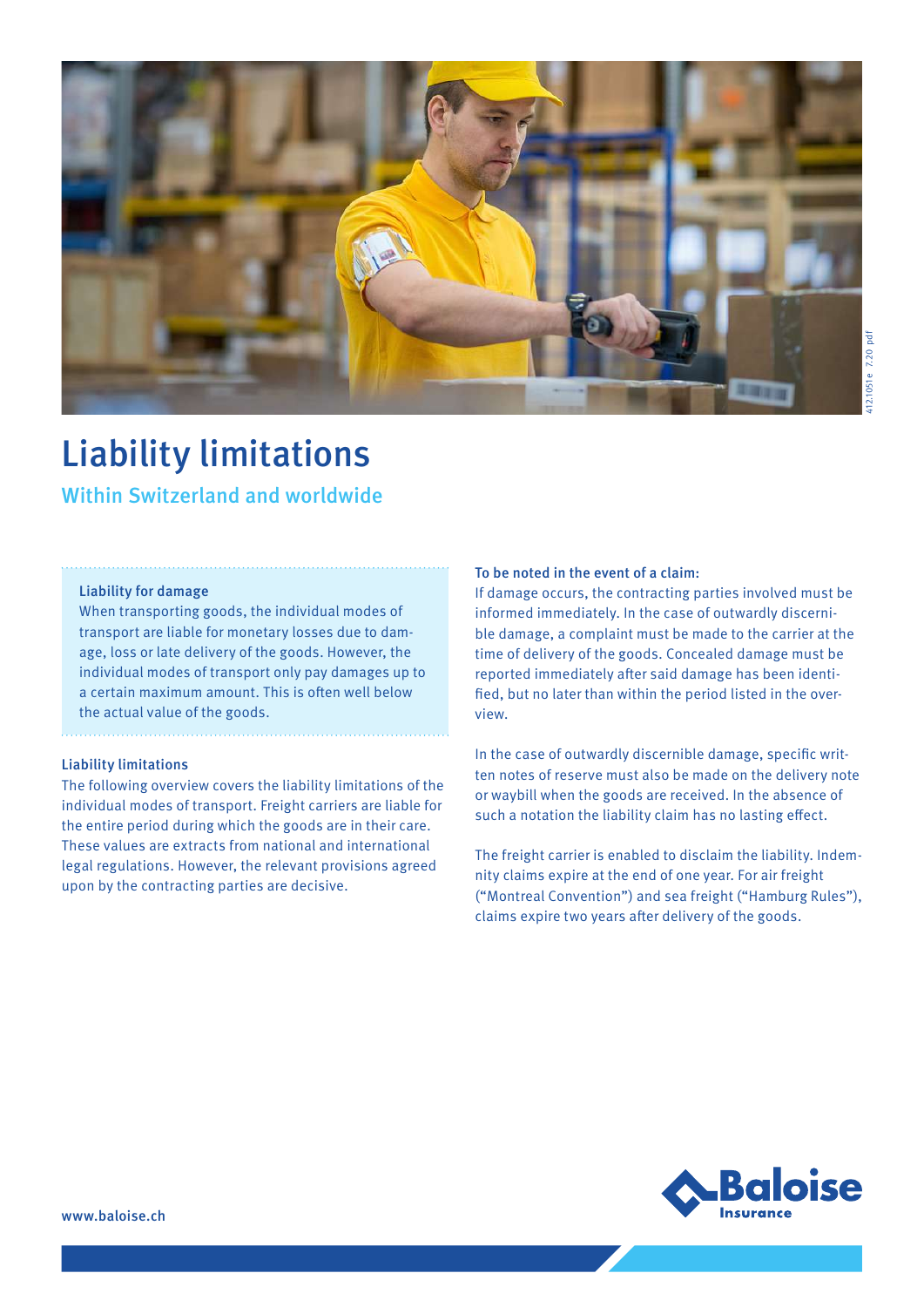# Liability limitations

## Within Switzerland and worldwide

### Liability for damage

When transporting goods, the individual modes of transport are liable for monetary losses due to damage, loss or late delivery of the goods. However, the individual modes of transport only pay damages up to a certain maximum amount. This is often well below the actual value of the goods.

### Liability limitations

The following overview covers the liability limitations of the individual modes of transport. Freight carriers are liable for the entire period during which the goods are in their care. These values are extracts from national and international legal regulations. However, the relevant provisions agreed upon by the contracting parties are decisive.

### To be noted in the event of a claim:

If damage occurs, the contracting parties involved must be informed immediately. In the case of outwardly discernible damage, a complaint must be made to the carrier at the time of delivery of the goods. Concealed damage must be reported immediately after said damage has been identified, but no later than within the period listed in the overview.

In the case of outwardly discernible damage, specific written notes of reserve must also be made on the delivery note or waybill when the goods are received. In the absence of such a notation the liability claim has no lasting effect.

The freight carrier is enabled to disclaim the liability. Indemnity claims expire at the end of one year. For air freight ("Montreal Convention") and sea freight ("Hamburg Rules"), claims expire two years after delivery of the goods.

www.baloise.ch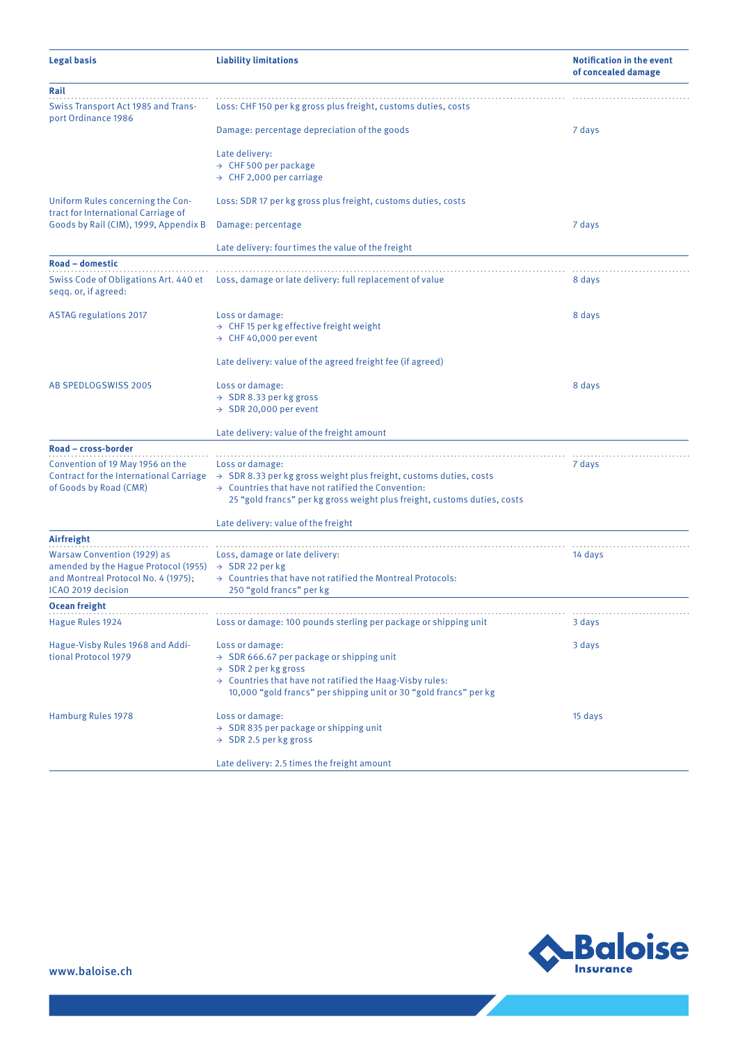| Legal basis | Liability limitations | Notification in the event of concealed damage |
|---|---|---|
| **Rail** | | |
| Swiss Transport Act 1985 and Transport Ordinance 1986 | Loss: CHF 150 per kg gross plus freight, customs duties, costs | |
| | Damage: percentage depreciation of the goods | 7 days |
| | Late delivery:<br>→ CHF 500 per package<br>→ CHF 2,000 per carriage | |
| Uniform Rules concerning the Contract for International Carriage of Goods by Rail (CIM), 1999, Appendix B | Loss: SDR 17 per kg gross plus freight, customs duties, costs | |
| | Damage: percentage | 7 days |
| | Late delivery: four times the value of the freight | |
| **Road – domestic** | | |
| Swiss Code of Obligations Art. 440 et seqq. or, if agreed: | Loss, damage or late delivery: full replacement of value | 8 days |
| ASTAG regulations 2017 | Loss or damage:<br>→ CHF 15 per kg effective freight weight<br>→ CHF 40,000 per event | 8 days |
| | Late delivery: value of the agreed freight fee (if agreed) | |
| AB SPEDLOGSWISS 2005 | Loss or damage:<br>→ SDR 8.33 per kg gross<br>→ SDR 20,000 per event | 8 days |
| | Late delivery: value of the freight amount | |
| **Road – cross-border** | | |
| Convention of 19 May 1956 on the Contract for the International Carriage of Goods by Road (CMR) | Loss or damage:<br>→ SDR 8.33 per kg gross weight plus freight, customs duties, costs<br>→ Countries that have not ratified the Convention: 25 "gold francs" per kg gross weight plus freight, customs duties, costs | 7 days |
| | Late delivery: value of the freight | |
| **Airfreight** | | |
| Warsaw Convention (1929) as amended by the Hague Protocol (1955) and Montreal Protocol No. 4 (1975); ICAO 2019 decision | Loss, damage or late delivery:<br>→ SDR 22 per kg<br>→ Countries that have not ratified the Montreal Protocols: 250 "gold francs" per kg | 14 days |
| **Ocean freight** | | |
| Hague Rules 1924 | Loss or damage: 100 pounds sterling per package or shipping unit | 3 days |
| Hague-Visby Rules 1968 and Additional Protocol 1979 | Loss or damage:<br>→ SDR 666.67 per package or shipping unit<br>→ SDR 2 per kg gross<br>→ Countries that have not ratified the Haag-Visby rules: 10,000 "gold francs" per shipping unit or 30 "gold francs" per kg | 3 days |
| Hamburg Rules 1978 | Loss or damage:<br>→ SDR 835 per package or shipping unit<br>→ SDR 2.5 per kg gross | 15 days |
| | Late delivery: 2.5 times the freight amount | |

www.baloise.ch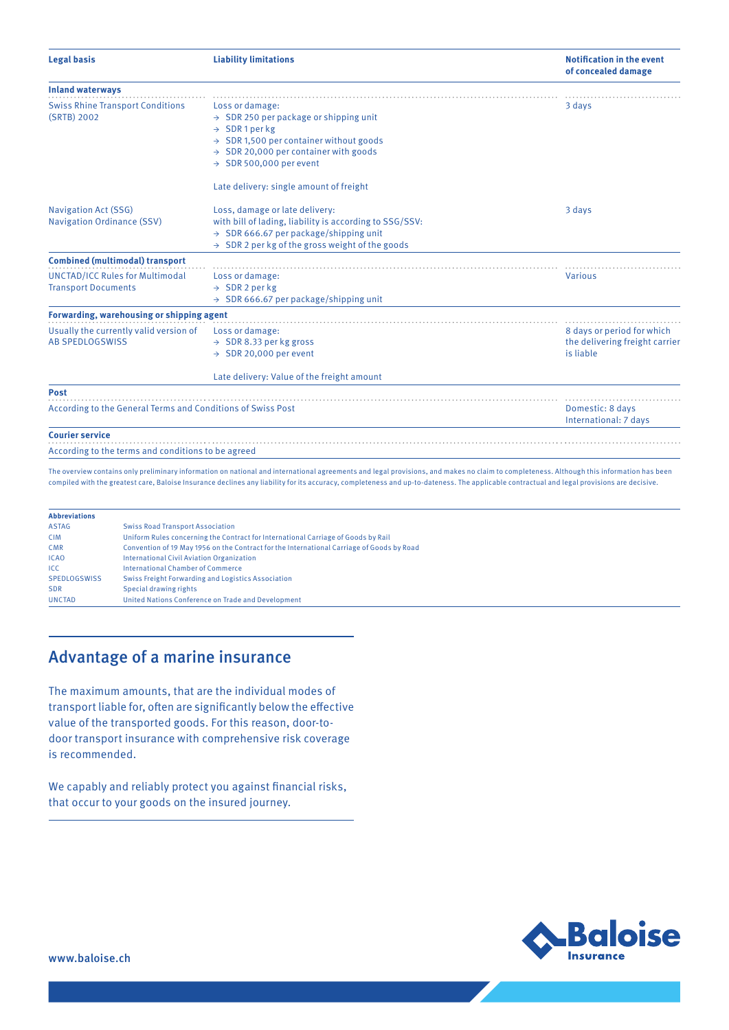| Legal basis | Liability limitations | Notification in the event of concealed damage |
| --- | --- | --- |
| **Inland waterways** | | |
| Swiss Rhine Transport Conditions (SRTB) 2002 | Loss or damage:<br>→ SDR 250 per package or shipping unit<br>→ SDR 1 per kg<br>→ SDR 1,500 per container without goods<br>→ SDR 20,000 per container with goods<br>→ SDR 500,000 per event<br><br>Late delivery: single amount of freight | 3 days |
| Navigation Act (SSG)<br>Navigation Ordinance (SSV) | Loss, damage or late delivery:<br>with bill of lading, liability is according to SSG/SSV:<br>→ SDR 666.67 per package/shipping unit<br>→ SDR 2 per kg of the gross weight of the goods | 3 days |
| **Combined (multimodal) transport** | | |
| UNCTAD/ICC Rules for Multimodal Transport Documents | Loss or damage:<br>→ SDR 2 per kg<br>→ SDR 666.67 per package/shipping unit | Various |
| **Forwarding, warehousing or shipping agent** | | |
| Usually the currently valid version of AB SPEDLOGSWISS | Loss or damage:<br>→ SDR 8.33 per kg gross<br>→ SDR 20,000 per event<br><br>Late delivery: Value of the freight amount | 8 days or period for which the delivering freight carrier is liable |
| **Post** | | |
| According to the General Terms and Conditions of Swiss Post | | Domestic: 8 days<br>International: 7 days |
| **Courier service** | | |
| According to the terms and conditions to be agreed | | |

The overview contains only preliminary information on national and international agreements and legal provisions, and makes no claim to completeness. Although this information has been compiled with the greatest care, Baloise Insurance declines any liability for its accuracy, completeness and up-to-dateness. The applicable contractual and legal provisions are decisive.

| Abbreviations | |
| --- | --- |
| ASTAG | Swiss Road Transport Association |
| CIM | Uniform Rules concerning the Contract for International Carriage of Goods by Rail |
| CMR | Convention of 19 May 1956 on the Contract for the International Carriage of Goods by Road |
| ICAO | International Civil Aviation Organization |
| ICC | International Chamber of Commerce |
| SPEDLOGSWISS | Swiss Freight Forwarding and Logistics Association |
| SDR | Special drawing rights |
| UNCTAD | United Nations Conference on Trade and Development |

## Advantage of a marine insurance

The maximum amounts, that are the individual modes of transport liable for, often are significantly below the effective value of the transported goods. For this reason, door-to-door transport insurance with comprehensive risk coverage is recommended.

We capably and reliably protect you against financial risks, that occur to your goods on the insured journey.

www.baloise.ch

Baloise Insurance